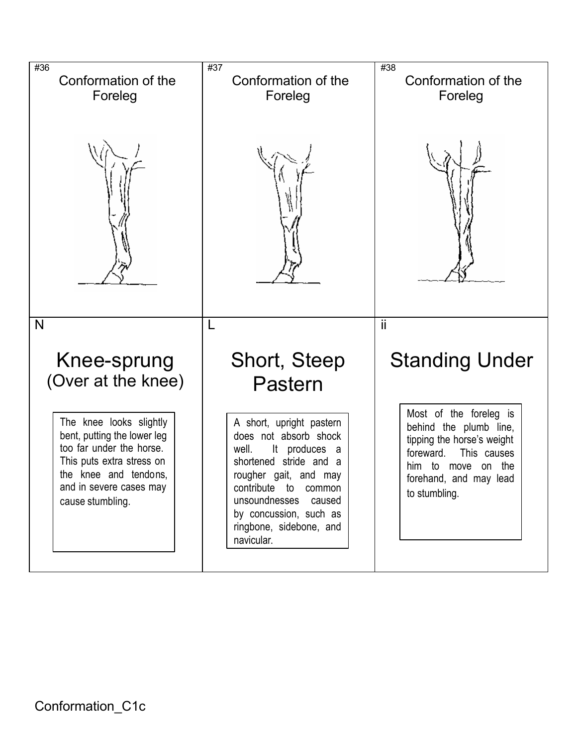| #36 | #37 | #38 |
| --- | --- | --- |
| Conformation of the Foreleg | Conformation of the Foreleg | Conformation of the Foreleg |
| N | L | ii |
| **Knee-sprung** (Over at the knee) | **Short, Steep Pastern** | **Standing Under** |
| The knee looks slightly bent, putting the lower leg too far under the horse. This puts extra stress on the knee and tendons, and in severe cases may cause stumbling. | A short, upright pastern does not absorb shock well. It produces a shortened stride and a rougher gait, and may contribute to common unsoundnesses caused by concussion, such as ringbone, sidebone, and navicular. | Most of the foreleg is behind the plumb line, tipping the horse's weight foreward. This causes him to move on the forehand, and may lead to stumbling. |

Conformation_C1c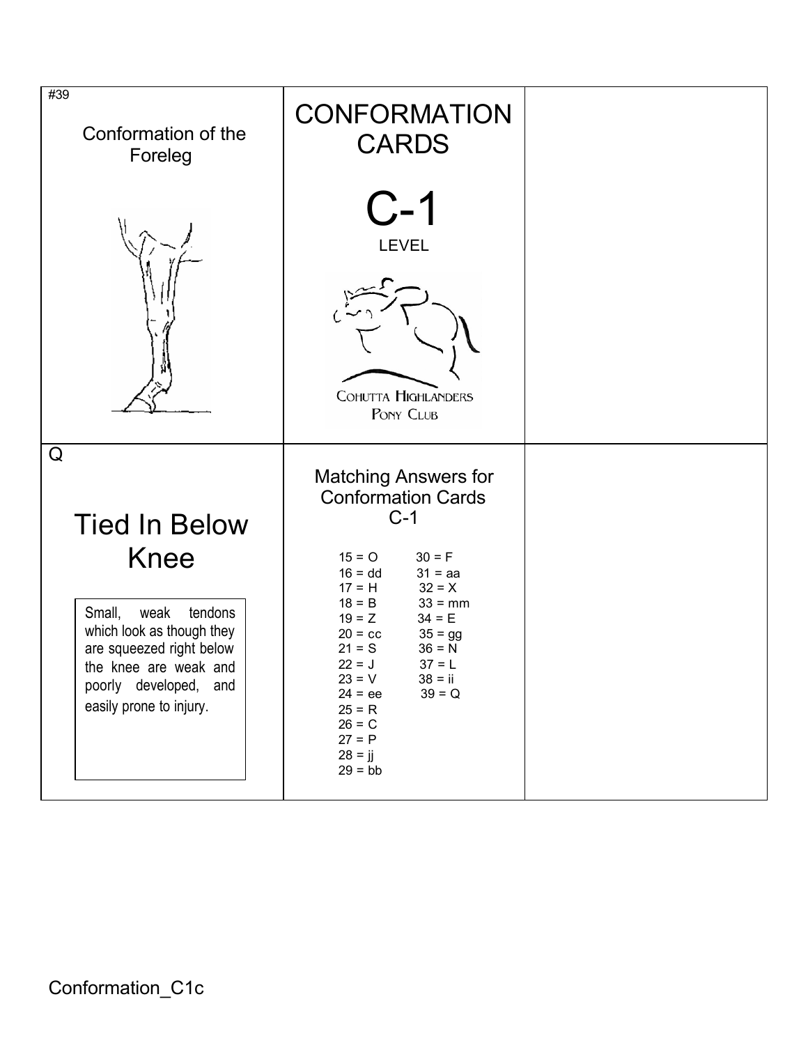#39

Conformation of the Foreleg

CONFORMATION CARDS

C-1

LEVEL

COHUTTA HIGHLANDERS PONY CLUB

Q

Tied In Below Knee

Small, weak tendons which look as though they are squeezed right below the knee are weak and poorly developed, and easily prone to injury.

Matching Answers for Conformation Cards C-1

| | |
|---|---|
| 15 = O | 30 = F |
| 16 = dd | 31 = aa |
| 17 = H | 32 = X |
| 18 = B | 33 = mm |
| 19 = Z | 34 = E |
| 20 = cc | 35 = gg |
| 21 = S | 36 = N |
| 22 = J | 37 = L |
| 23 = V | 38 = ii |
| 24 = ee | 39 = Q |
| 25 = R | |
| 26 = C | |
| 27 = P | |
| 28 = jj | |
| 29 = bb | |

Conformation_C1c